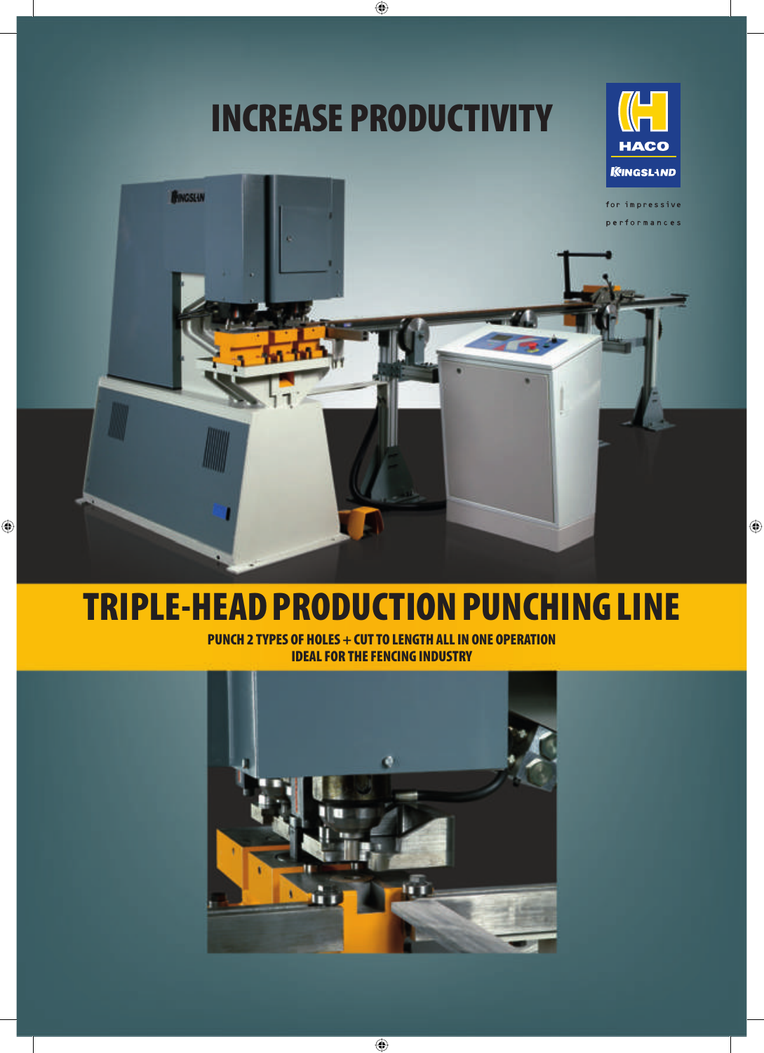# INCREASE PRODUCTIVITY

HACO KINGSLAND

for impressive performances

# TRIPLE-HEAD PRODUCTION PUNCHING LINE

**PUNCH 2 TYPES OF HOLES + CUT TO LENGTH ALL IN ONE OPERATION**
**IDEAL FOR THE FENCING INDUSTRY**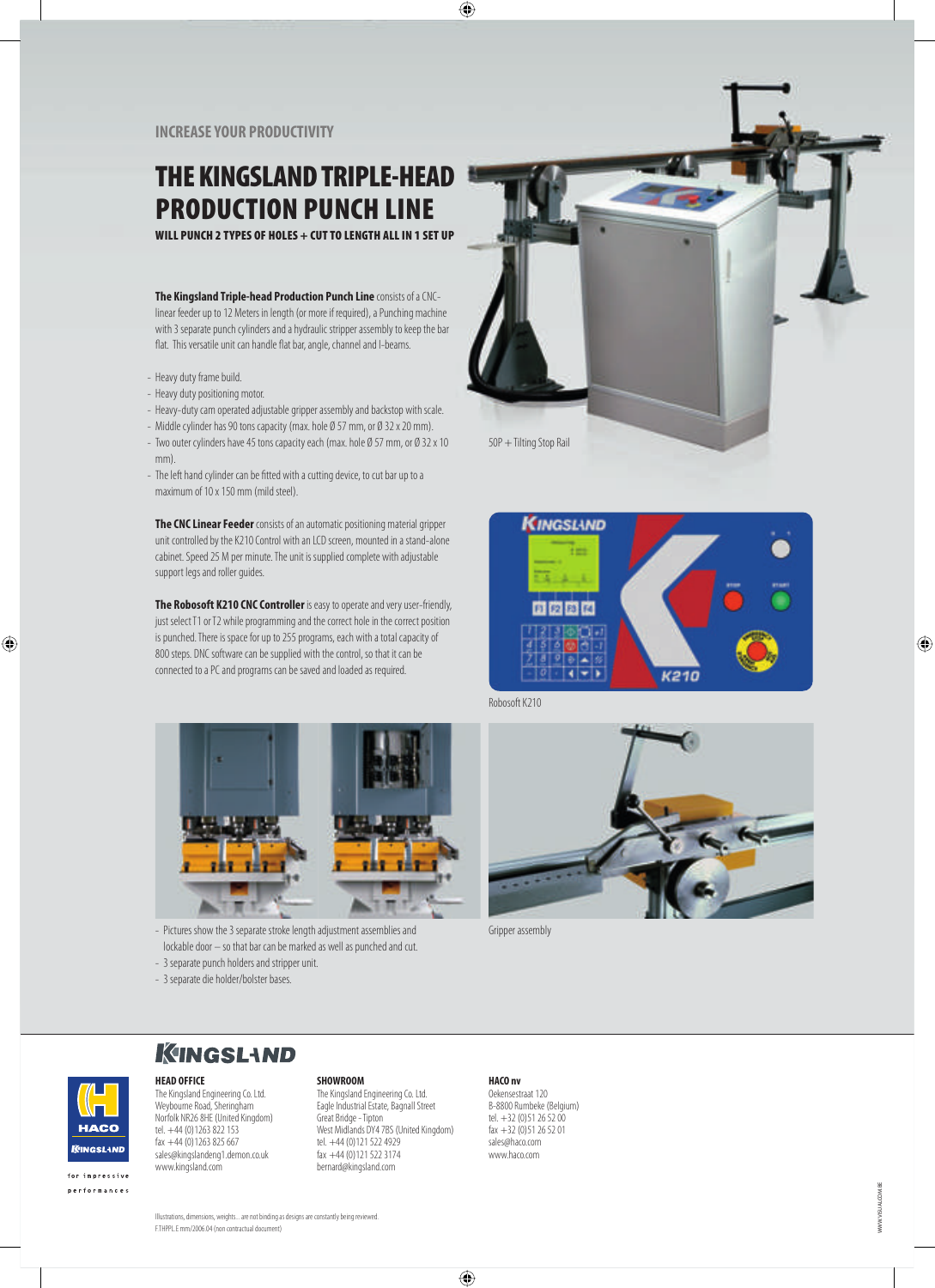INCREASE YOUR PRODUCTIVITY

# THE KINGSLAND TRIPLE-HEAD PRODUCTION PUNCH LINE

**WILL PUNCH 2 TYPES OF HOLES + CUT TO LENGTH ALL IN 1 SET UP**

**The Kingsland Triple-head Production Punch Line** consists of a CNC-linear feeder up to 12 Meters in length (or more if required), a Punching machine with 3 separate punch cylinders and a hydraulic stripper assembly to keep the bar flat. This versatile unit can handle flat bar, angle, channel and I-beams.

- Heavy duty frame build.
- Heavy duty positioning motor.
- Heavy-duty cam operated adjustable gripper assembly and backstop with scale.
- Middle cylinder has 90 tons capacity (max. hole Ø 57 mm, or Ø 32 x 20 mm).
- Two outer cylinders have 45 tons capacity each (max. hole Ø 57 mm, or Ø 32 x 10 mm).
- The left hand cylinder can be fitted with a cutting device, to cut bar up to a maximum of 10 x 150 mm (mild steel).

**The CNC Linear Feeder** consists of an automatic positioning material gripper unit controlled by the K210 Control with an LCD screen, mounted in a stand-alone cabinet. Speed 25 M per minute. The unit is supplied complete with adjustable support legs and roller guides.

**The Robosoft K210 CNC Controller** is easy to operate and very user-friendly, just select T1 or T2 while programming and the correct hole in the correct position is punched. There is space for up to 255 programs, each with a total capacity of 800 steps. DNC software can be supplied with the control, so that it can be connected to a PC and programs can be saved and loaded as required.

50P + Tilting Stop Rail

Robosoft K210

- Pictures show the 3 separate stroke length adjustment assemblies and lockable door – so that bar can be marked as well as punched and cut.
- 3 separate punch holders and stripper unit.
- 3 separate die holder/bolster bases.

Gripper assembly

KINGSLAND

**HEAD OFFICE**
The Kingsland Engineering Co. Ltd.
Weybourne Road, Sheringham
Norfolk NR26 8HE (United Kingdom)
tel. +44 (0)1263 822 153
fax +44 (0)1263 825 667
sales@kingslandeng1.demon.co.uk
www.kingsland.com

**SHOWROOM**
The Kingsland Engineering Co. Ltd.
Eagle Industrial Estate, Bagnall Street
Great Bridge - Tipton
West Midlands DY4 7BS (United Kingdom)
tel. +44 (0)121 522 4929
fax +44 (0)121 522 3174
bernard@kingsland.com

**HACO nv**
Oekensestraat 120
B-8800 Rumbeke (Belgium)
tel. +32 (0)51 26 52 00
fax +32 (0)51 26 52 01
sales@haco.com
www.haco.com

HACO KINGSLAND

for impressive performances

Illustrations, dimensions, weights... are not binding as designs are constantly being reviewed.
F.THPPL.E mm/2006.04 (non contractual document)